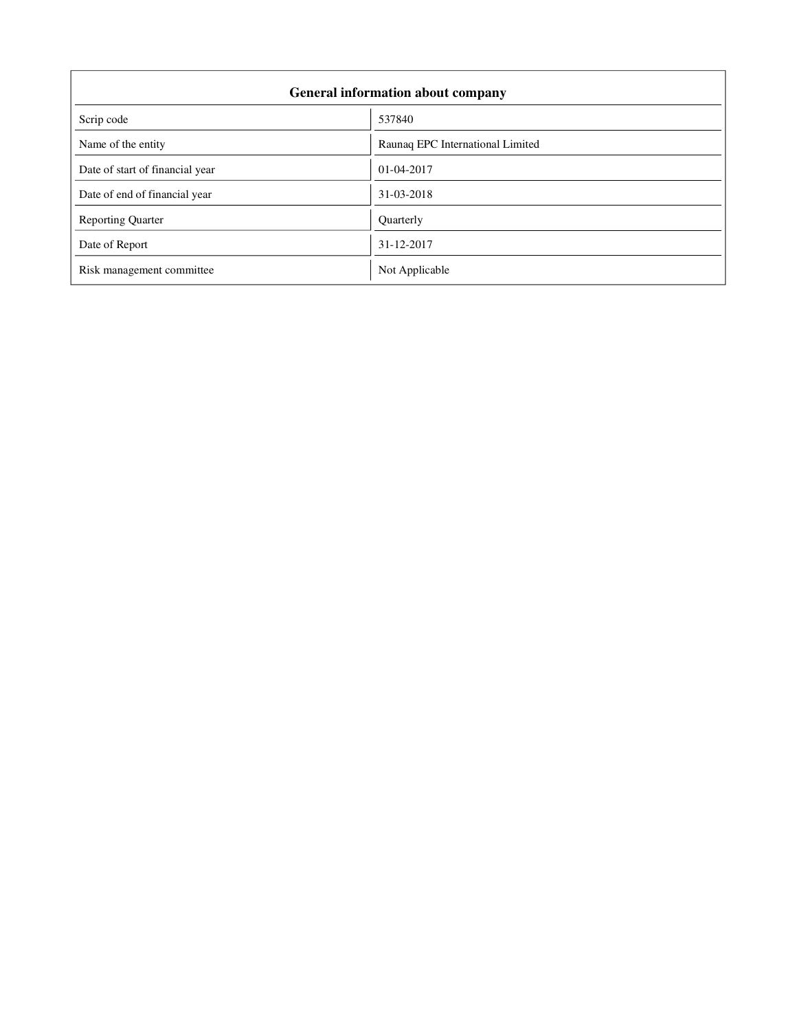## General information about company

| | |
|---|---|
| Scrip code | 537840 |
| Name of the entity | Raunaq EPC International Limited |
| Date of start of financial year | 01-04-2017 |
| Date of end of financial year | 31-03-2018 |
| Reporting Quarter | Quarterly |
| Date of Report | 31-12-2017 |
| Risk management committee | Not Applicable |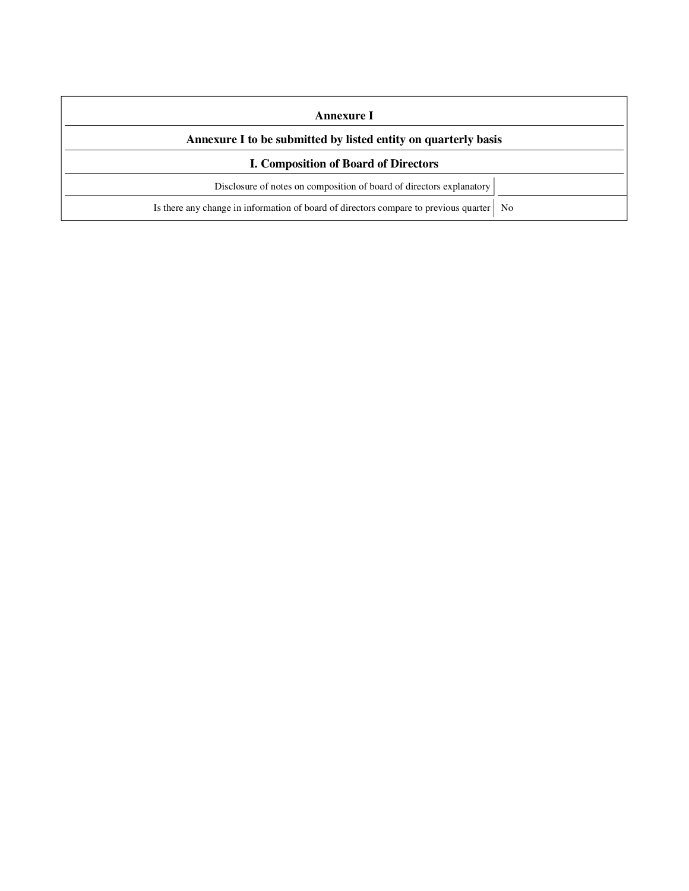# Annexure I

## Annexure I to be submitted by listed entity on quarterly basis

### I. Composition of Board of Directors

| | |
|---|---|
| Disclosure of notes on composition of board of directors explanatory | |
| Is there any change in information of board of directors compare to previous quarter | No |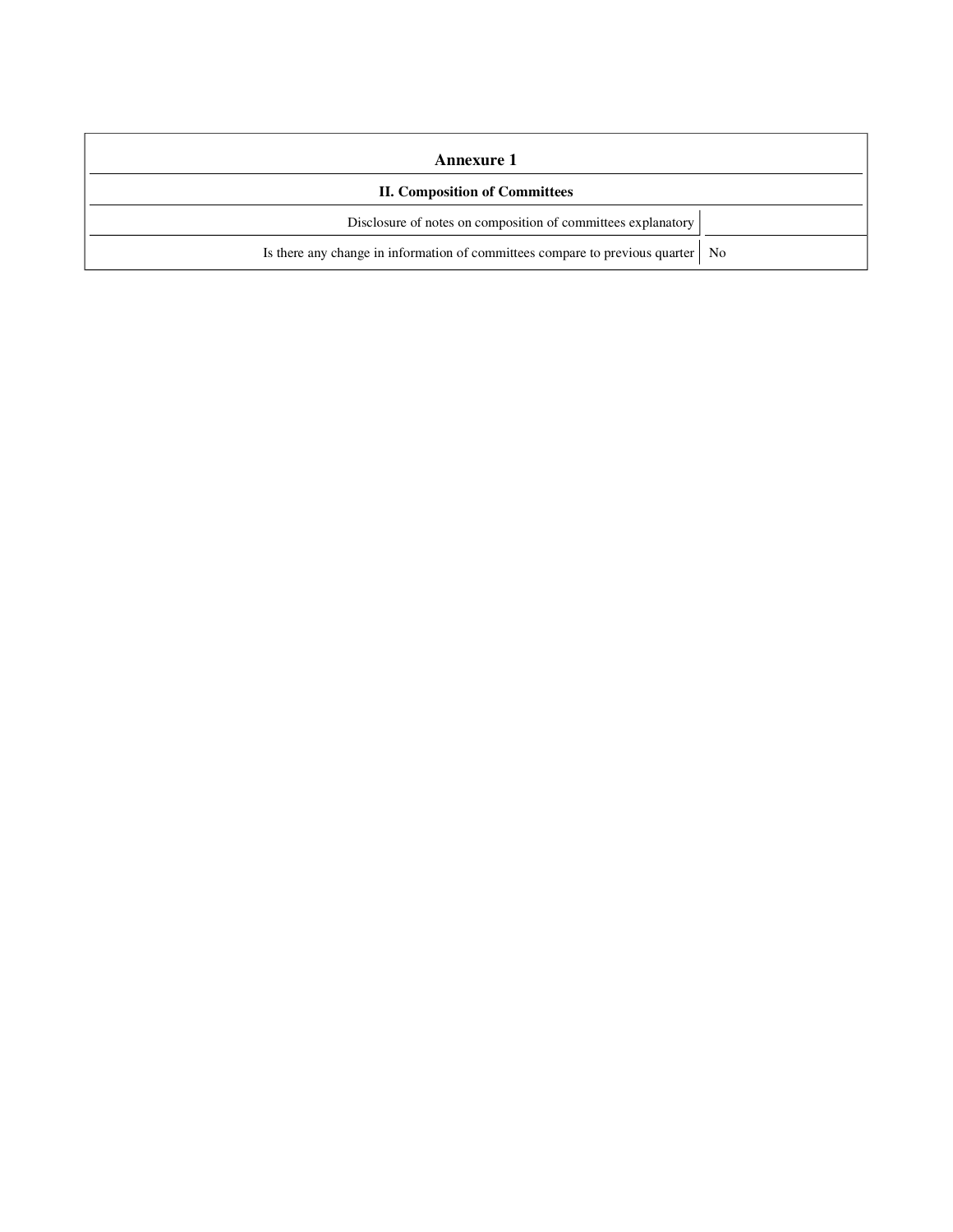## Annexure 1

### II. Composition of Committees

| | |
|---|---|
| Disclosure of notes on composition of committees explanatory | |
| Is there any change in information of committees compare to previous quarter | No |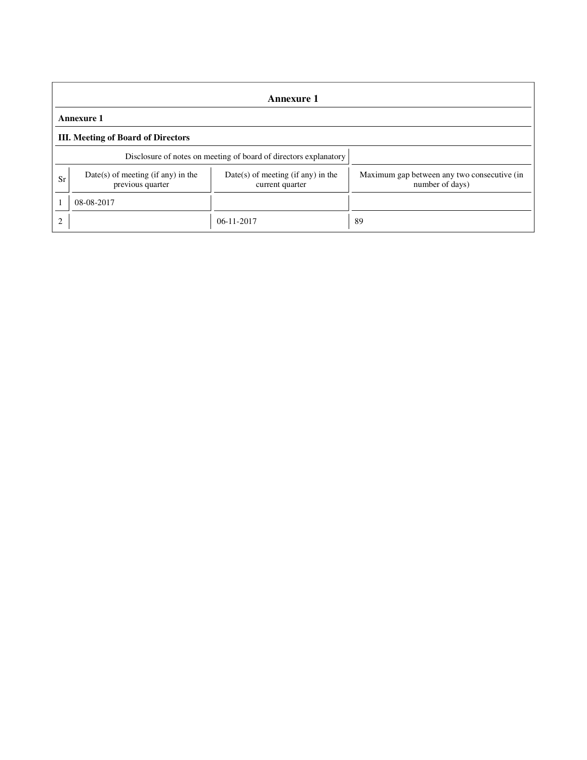## Annexure 1

**Annexure 1**

**III. Meeting of Board of Directors**

| Disclosure of notes on meeting of board of directors explanatory | | | |
|---|---|---|---|
| Sr | Date(s) of meeting (if any) in the previous quarter | Date(s) of meeting (if any) in the current quarter | Maximum gap between any two consecutive (in number of days) |
| 1 | 08-08-2017 | | |
| 2 | | 06-11-2017 | 89 |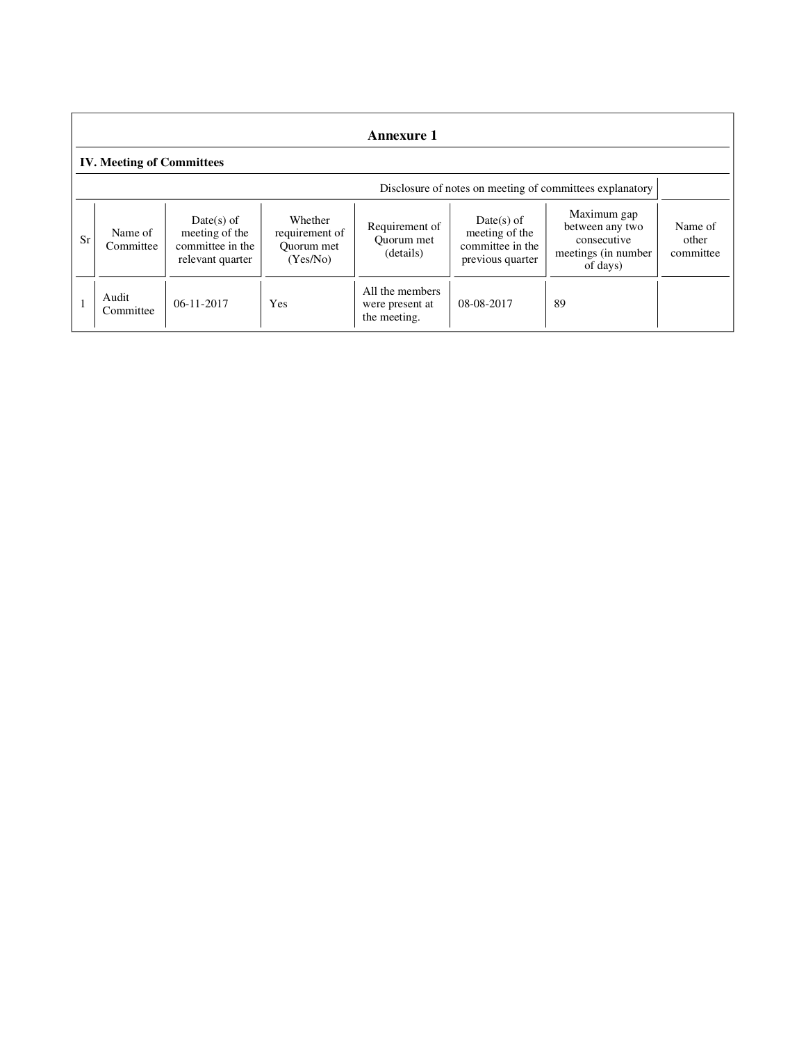## Annexure 1

### IV. Meeting of Committees

Disclosure of notes on meeting of committees explanatory

| Sr | Name of Committee | Date(s) of meeting of the committee in the relevant quarter | Whether requirement of Quorum met (Yes/No) | Requirement of Quorum met (details) | Date(s) of meeting of the committee in the previous quarter | Maximum gap between any two consecutive meetings (in number of days) | Name of other committee |
|---|---|---|---|---|---|---|---|
| 1 | Audit Committee | 06-11-2017 | Yes | All the members were present at the meeting. | 08-08-2017 | 89 | |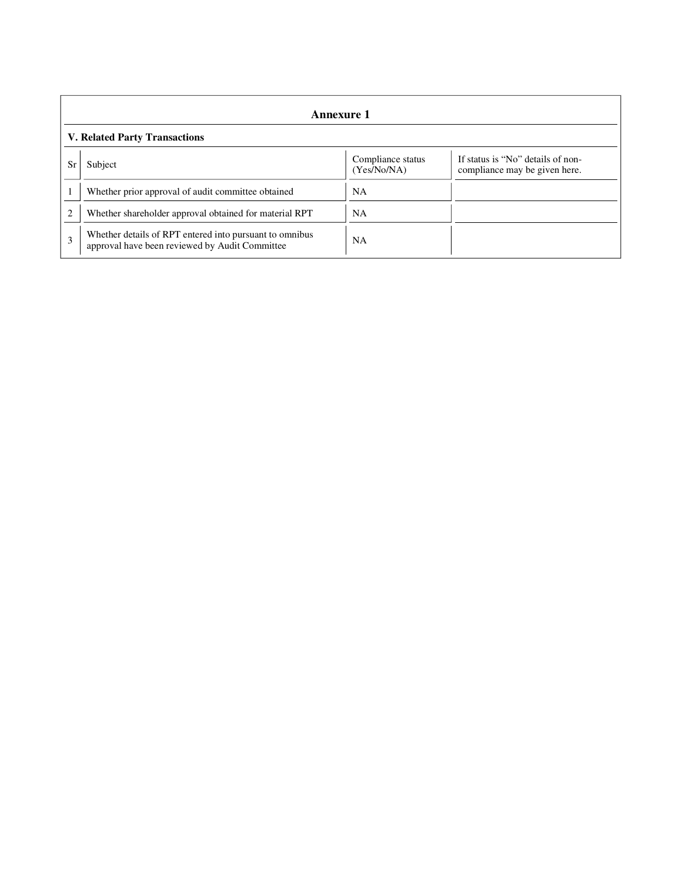## Annexure 1

### V. Related Party Transactions

| Sr | Subject | Compliance status (Yes/No/NA) | If status is “No” details of non-compliance may be given here. |
|---|---|---|---|
| 1 | Whether prior approval of audit committee obtained | NA | |
| 2 | Whether shareholder approval obtained for material RPT | NA | |
| 3 | Whether details of RPT entered into pursuant to omnibus approval have been reviewed by Audit Committee | NA | |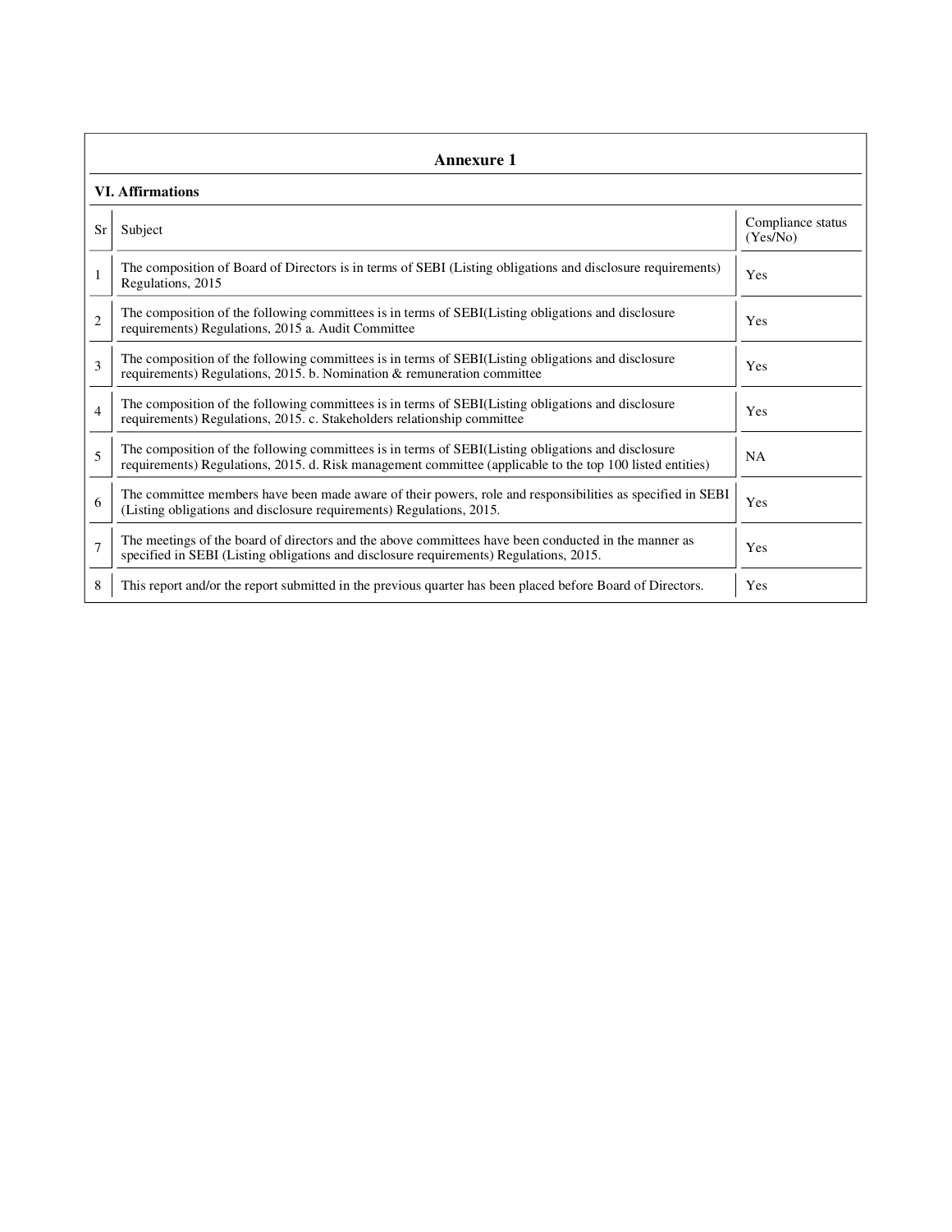## Annexure 1

### VI. Affirmations

| Sr | Subject | Compliance status (Yes/No) |
|---|---|---|
| 1 | The composition of Board of Directors is in terms of SEBI (Listing obligations and disclosure requirements) Regulations, 2015 | Yes |
| 2 | The composition of the following committees is in terms of SEBI(Listing obligations and disclosure requirements) Regulations, 2015 a. Audit Committee | Yes |
| 3 | The composition of the following committees is in terms of SEBI(Listing obligations and disclosure requirements) Regulations, 2015. b. Nomination & remuneration committee | Yes |
| 4 | The composition of the following committees is in terms of SEBI(Listing obligations and disclosure requirements) Regulations, 2015. c. Stakeholders relationship committee | Yes |
| 5 | The composition of the following committees is in terms of SEBI(Listing obligations and disclosure requirements) Regulations, 2015. d. Risk management committee (applicable to the top 100 listed entities) | NA |
| 6 | The committee members have been made aware of their powers, role and responsibilities as specified in SEBI (Listing obligations and disclosure requirements) Regulations, 2015. | Yes |
| 7 | The meetings of the board of directors and the above committees have been conducted in the manner as specified in SEBI (Listing obligations and disclosure requirements) Regulations, 2015. | Yes |
| 8 | This report and/or the report submitted in the previous quarter has been placed before Board of Directors. | Yes |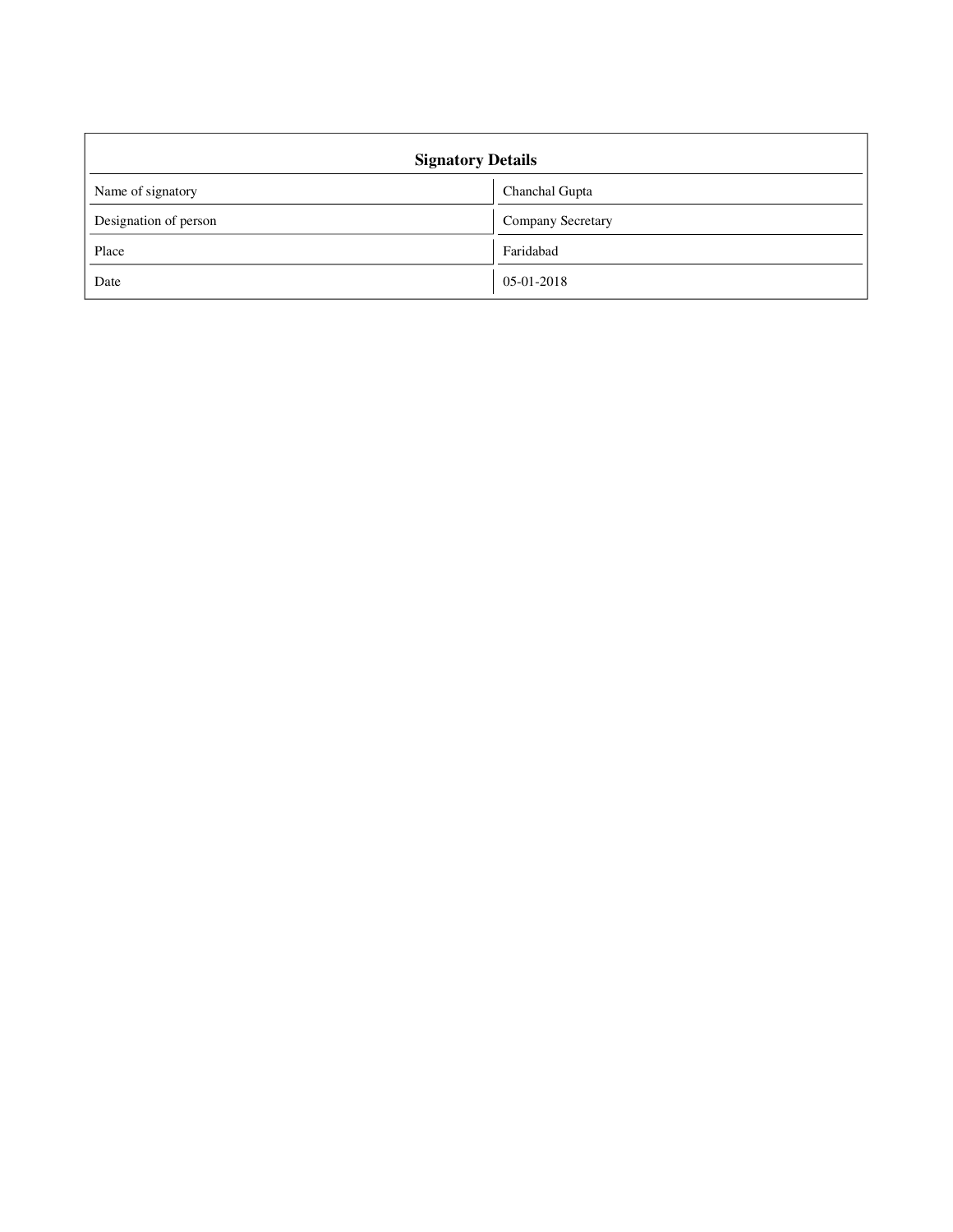## Signatory Details

| | |
|---|---|
| Name of signatory | Chanchal Gupta |
| Designation of person | Company Secretary |
| Place | Faridabad |
| Date | 05-01-2018 |